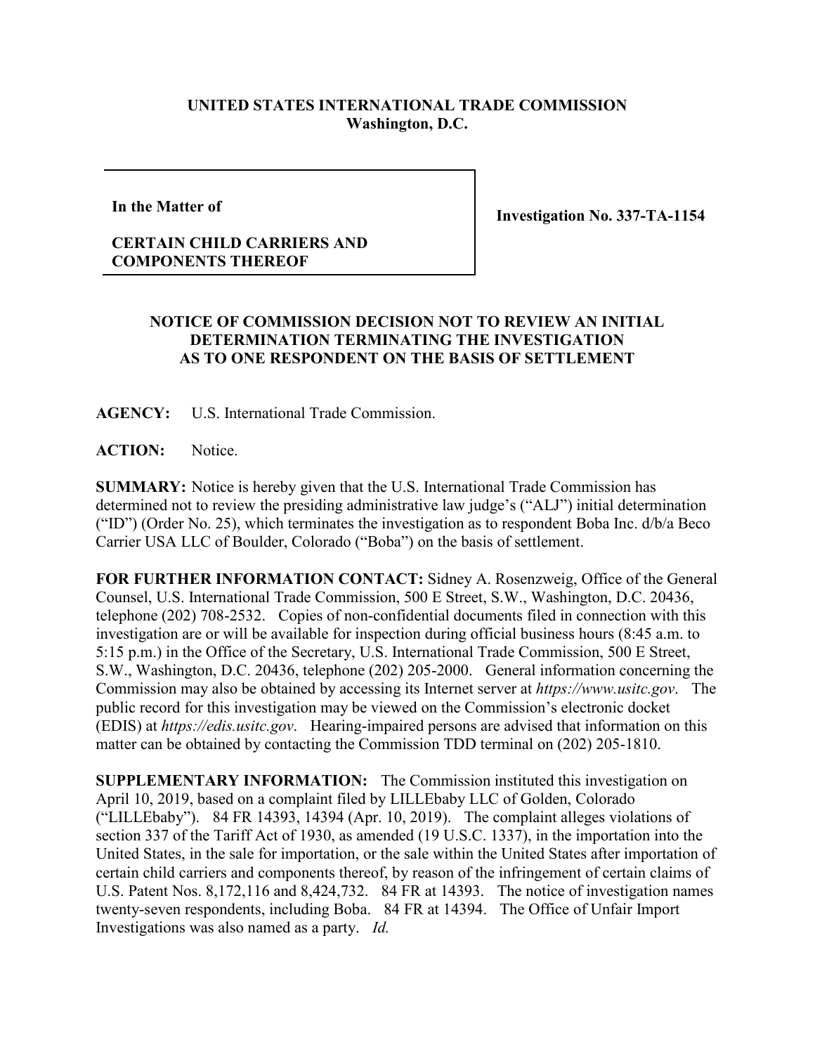**UNITED STATES INTERNATIONAL TRADE COMMISSION**
**Washington, D.C.**

| **In the Matter of**<br><br>**CERTAIN CHILD CARRIERS AND COMPONENTS THEREOF** | **Investigation No. 337-TA-1154** |
|---|---|

**NOTICE OF COMMISSION DECISION NOT TO REVIEW AN INITIAL DETERMINATION TERMINATING THE INVESTIGATION AS TO ONE RESPONDENT ON THE BASIS OF SETTLEMENT**

**AGENCY:** U.S. International Trade Commission.

**ACTION:** Notice.

**SUMMARY:** Notice is hereby given that the U.S. International Trade Commission has determined not to review the presiding administrative law judge's ("ALJ") initial determination ("ID") (Order No. 25), which terminates the investigation as to respondent Boba Inc. d/b/a Beco Carrier USA LLC of Boulder, Colorado ("Boba") on the basis of settlement.

**FOR FURTHER INFORMATION CONTACT:** Sidney A. Rosenzweig, Office of the General Counsel, U.S. International Trade Commission, 500 E Street, S.W., Washington, D.C. 20436, telephone (202) 708-2532. Copies of non-confidential documents filed in connection with this investigation are or will be available for inspection during official business hours (8:45 a.m. to 5:15 p.m.) in the Office of the Secretary, U.S. International Trade Commission, 500 E Street, S.W., Washington, D.C. 20436, telephone (202) 205-2000. General information concerning the Commission may also be obtained by accessing its Internet server at *https://www.usitc.gov*. The public record for this investigation may be viewed on the Commission's electronic docket (EDIS) at *https://edis.usitc.gov*. Hearing-impaired persons are advised that information on this matter can be obtained by contacting the Commission TDD terminal on (202) 205-1810.

**SUPPLEMENTARY INFORMATION:** The Commission instituted this investigation on April 10, 2019, based on a complaint filed by LILLEbaby LLC of Golden, Colorado ("LILLEbaby"). 84 FR 14393, 14394 (Apr. 10, 2019). The complaint alleges violations of section 337 of the Tariff Act of 1930, as amended (19 U.S.C. 1337), in the importation into the United States, in the sale for importation, or the sale within the United States after importation of certain child carriers and components thereof, by reason of the infringement of certain claims of U.S. Patent Nos. 8,172,116 and 8,424,732. 84 FR at 14393. The notice of investigation names twenty-seven respondents, including Boba. 84 FR at 14394. The Office of Unfair Import Investigations was also named as a party. *Id.*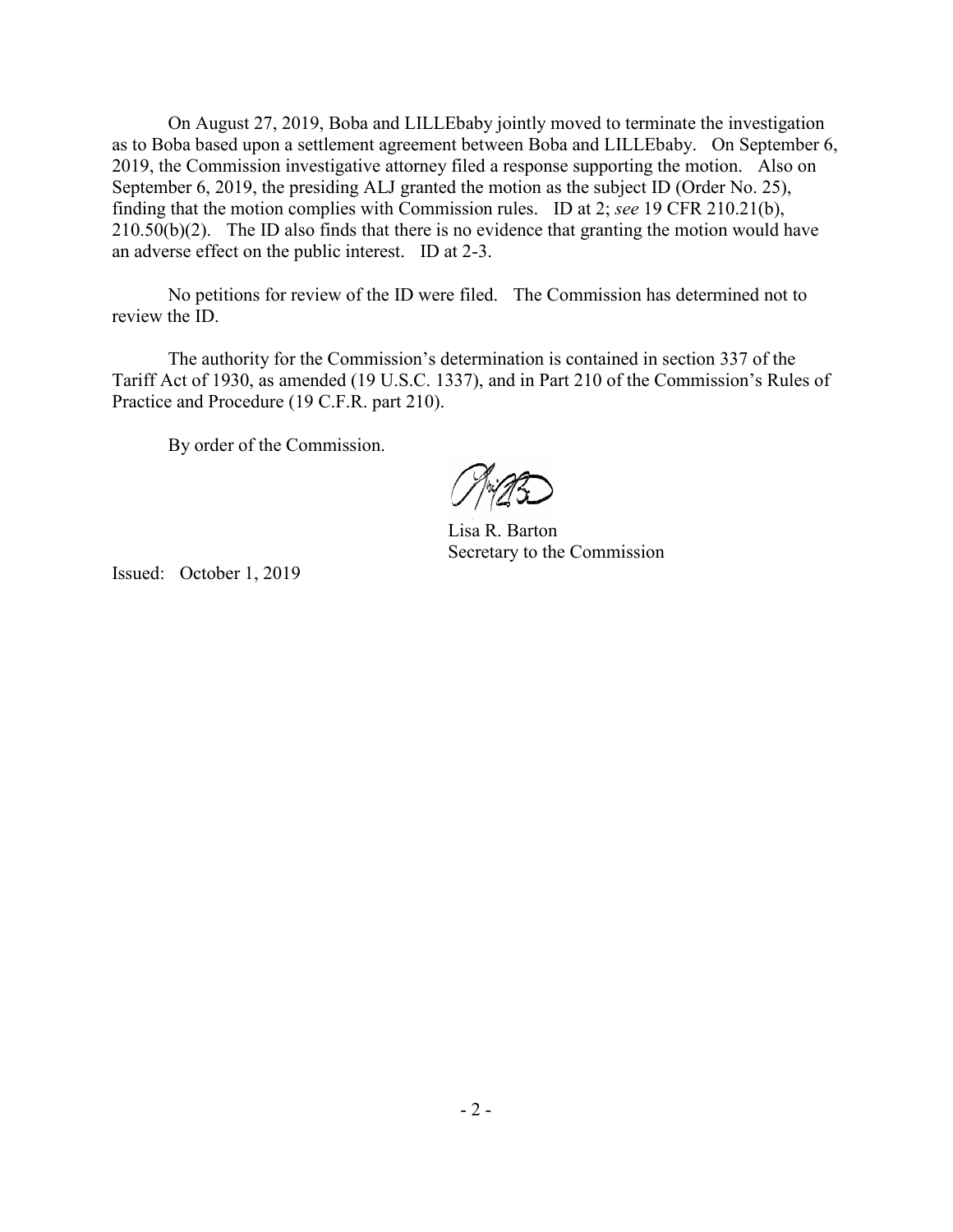On August 27, 2019, Boba and LILLEbaby jointly moved to terminate the investigation as to Boba based upon a settlement agreement between Boba and LILLEbaby. On September 6, 2019, the Commission investigative attorney filed a response supporting the motion. Also on September 6, 2019, the presiding ALJ granted the motion as the subject ID (Order No. 25), finding that the motion complies with Commission rules. ID at 2; *see* 19 CFR 210.21(b), 210.50(b)(2). The ID also finds that there is no evidence that granting the motion would have an adverse effect on the public interest. ID at 2-3.

No petitions for review of the ID were filed. The Commission has determined not to review the ID.

The authority for the Commission's determination is contained in section 337 of the Tariff Act of 1930, as amended (19 U.S.C. 1337), and in Part 210 of the Commission's Rules of Practice and Procedure (19 C.F.R. part 210).

By order of the Commission.

Lisa R. Barton
Secretary to the Commission

Issued: October 1, 2019